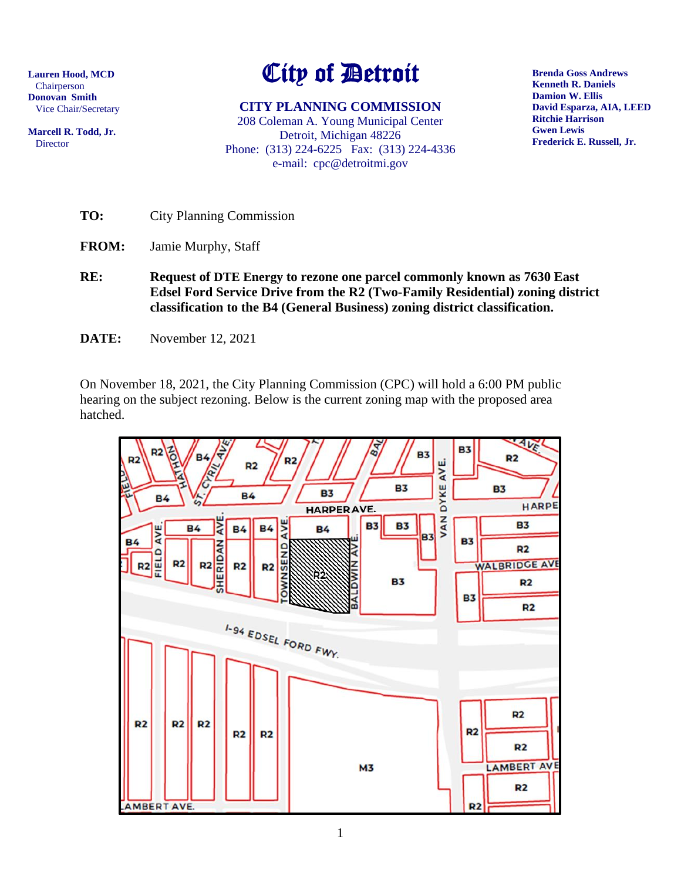**Lauren Hood, MCD**
Chairperson
**Donovan Smith**
Vice Chair/Secretary

**Marcell R. Todd, Jr.**
Director

# City of Detroit

## CITY PLANNING COMMISSION

208 Coleman A. Young Municipal Center
Detroit, Michigan 48226
Phone: (313) 224-6225 Fax: (313) 224-4336
e-mail: cpc@detroitmi.gov

**Brenda Goss Andrews**
**Kenneth R. Daniels**
**Damion W. Ellis**
**David Esparza, AIA, LEED**
**Ritchie Harrison**
**Gwen Lewis**
**Frederick E. Russell, Jr.**

**TO:** City Planning Commission

**FROM:** Jamie Murphy, Staff

**RE:** **Request of DTE Energy to rezone one parcel commonly known as 7630 East Edsel Ford Service Drive from the R2 (Two-Family Residential) zoning district classification to the B4 (General Business) zoning district classification.**

**DATE:** November 12, 2021

On November 18, 2021, the City Planning Commission (CPC) will hold a 6:00 PM public hearing on the subject rezoning. Below is the current zoning map with the proposed area hatched.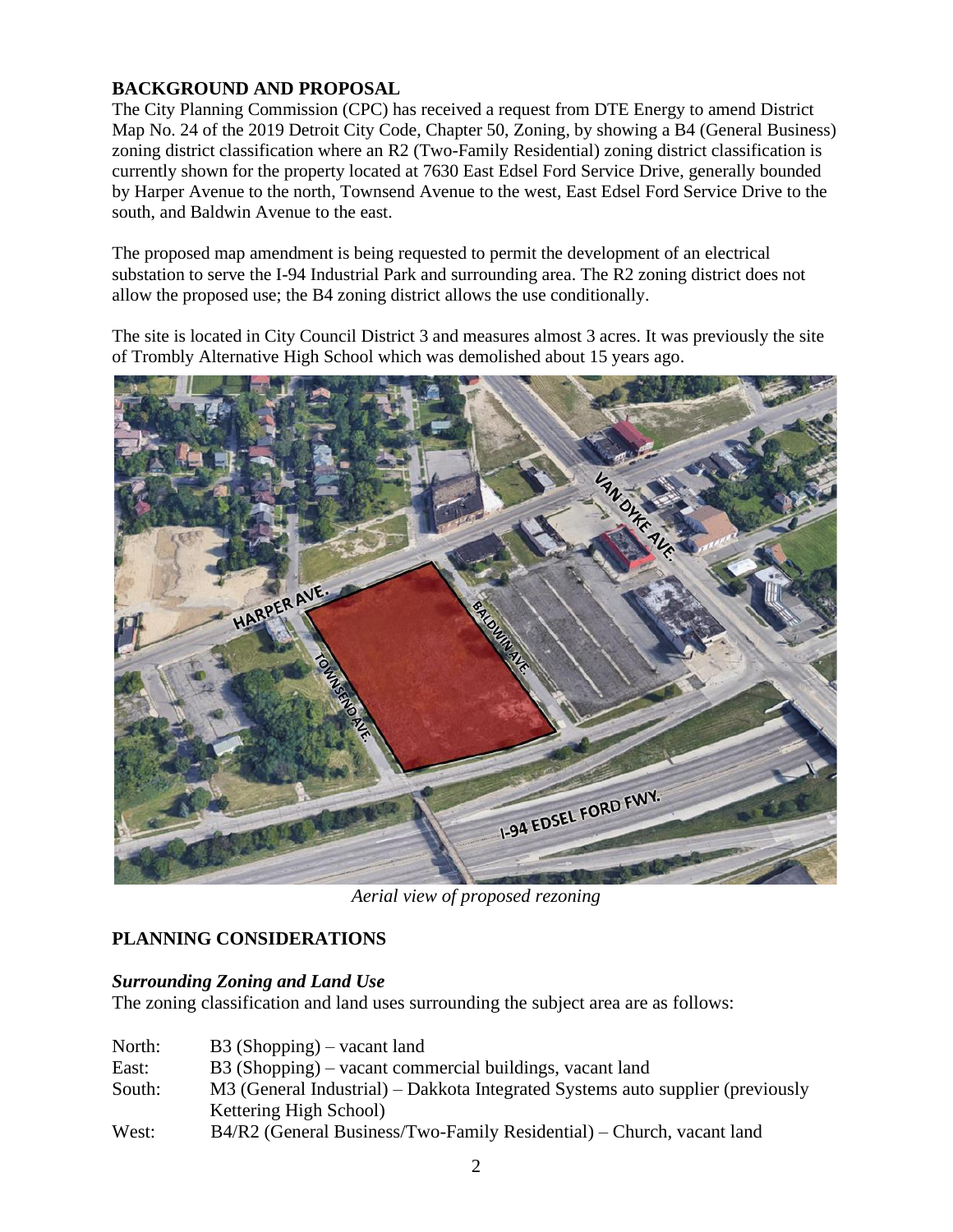## BACKGROUND AND PROPOSAL

The City Planning Commission (CPC) has received a request from DTE Energy to amend District Map No. 24 of the 2019 Detroit City Code, Chapter 50, Zoning, by showing a B4 (General Business) zoning district classification where an R2 (Two-Family Residential) zoning district classification is currently shown for the property located at 7630 East Edsel Ford Service Drive, generally bounded by Harper Avenue to the north, Townsend Avenue to the west, East Edsel Ford Service Drive to the south, and Baldwin Avenue to the east.

The proposed map amendment is being requested to permit the development of an electrical substation to serve the I-94 Industrial Park and surrounding area. The R2 zoning district does not allow the proposed use; the B4 zoning district allows the use conditionally.

The site is located in City Council District 3 and measures almost 3 acres. It was previously the site of Trombly Alternative High School which was demolished about 15 years ago.

*Aerial view of proposed rezoning*

## PLANNING CONSIDERATIONS

### *Surrounding Zoning and Land Use*

The zoning classification and land uses surrounding the subject area are as follows:

| | |
|---|---|
| North: | B3 (Shopping) – vacant land |
| East: | B3 (Shopping) – vacant commercial buildings, vacant land |
| South: | M3 (General Industrial) – Dakkota Integrated Systems auto supplier (previously Kettering High School) |
| West: | B4/R2 (General Business/Two-Family Residential) – Church, vacant land |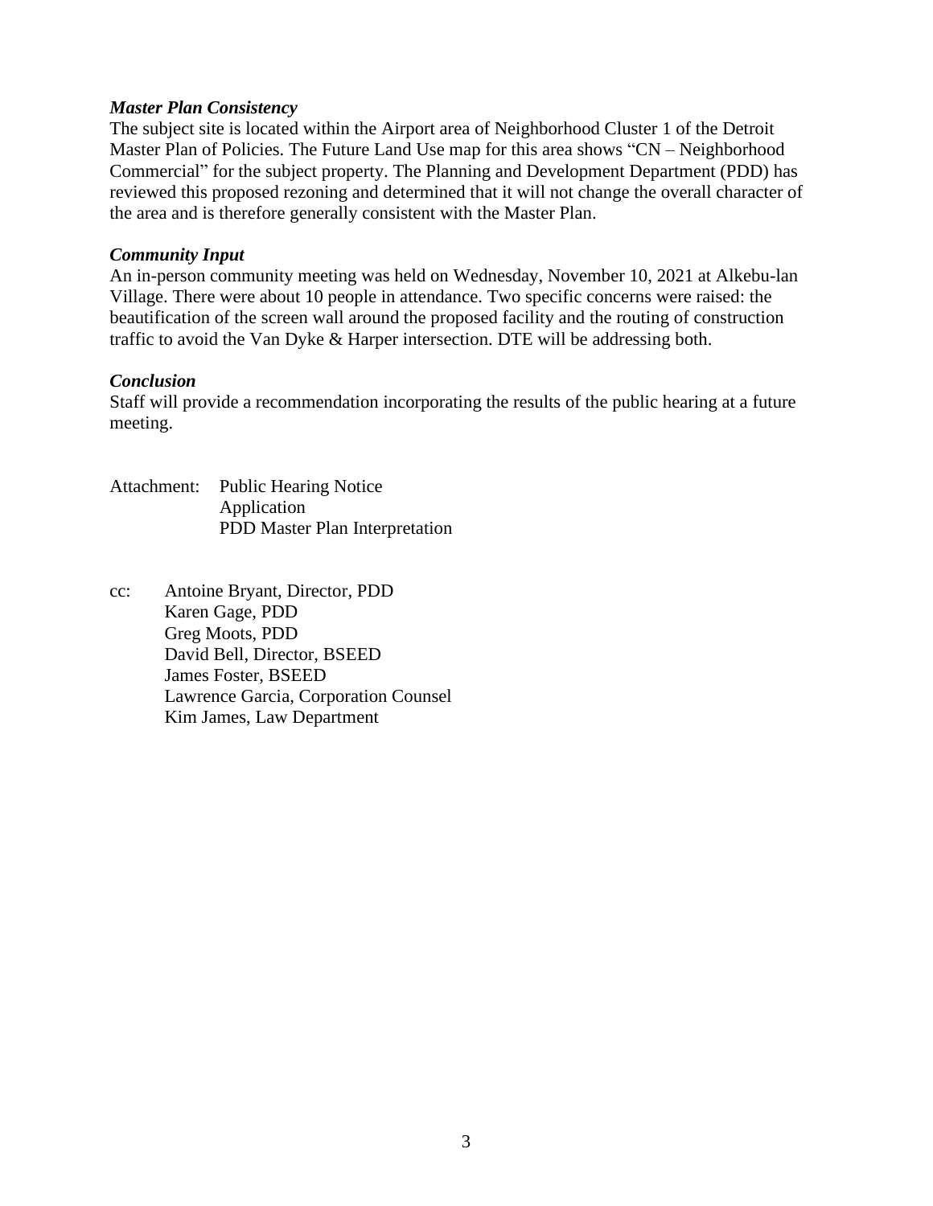***Master Plan Consistency***

The subject site is located within the Airport area of Neighborhood Cluster 1 of the Detroit Master Plan of Policies. The Future Land Use map for this area shows "CN – Neighborhood Commercial" for the subject property. The Planning and Development Department (PDD) has reviewed this proposed rezoning and determined that it will not change the overall character of the area and is therefore generally consistent with the Master Plan.

***Community Input***

An in-person community meeting was held on Wednesday, November 10, 2021 at Alkebu-lan Village. There were about 10 people in attendance. Two specific concerns were raised: the beautification of the screen wall around the proposed facility and the routing of construction traffic to avoid the Van Dyke & Harper intersection. DTE will be addressing both.

***Conclusion***

Staff will provide a recommendation incorporating the results of the public hearing at a future meeting.

Attachment: Public Hearing Notice
Application
PDD Master Plan Interpretation

cc: Antoine Bryant, Director, PDD
Karen Gage, PDD
Greg Moots, PDD
David Bell, Director, BSEED
James Foster, BSEED
Lawrence Garcia, Corporation Counsel
Kim James, Law Department